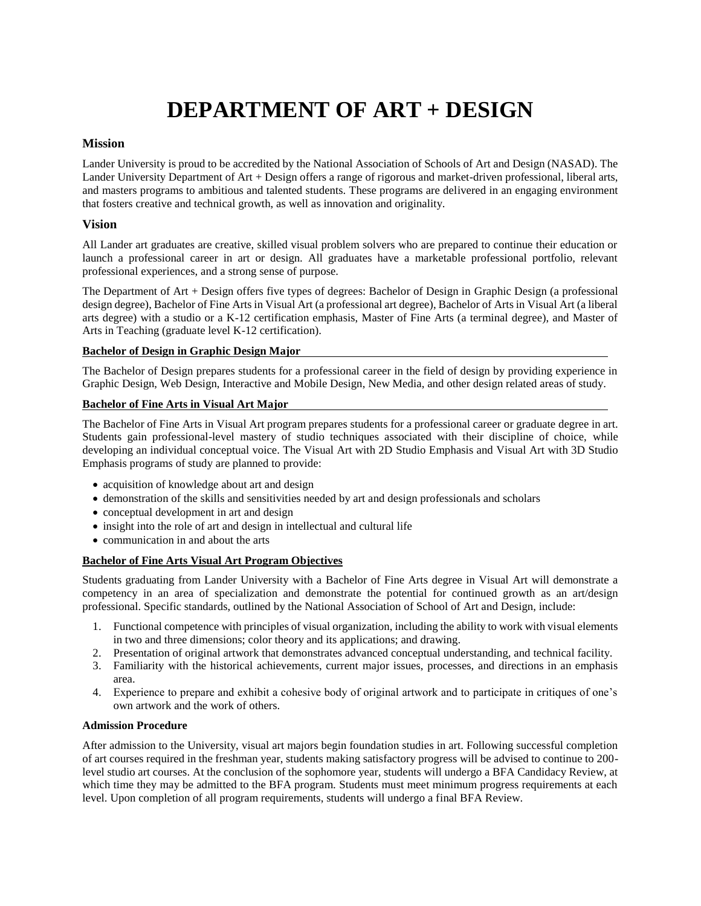# DEPARTMENT OF ART + DESIGN

## Mission

Lander University is proud to be accredited by the National Association of Schools of Art and Design (NASAD). The Lander University Department of Art + Design offers a range of rigorous and market-driven professional, liberal arts, and masters programs to ambitious and talented students. These programs are delivered in an engaging environment that fosters creative and technical growth, as well as innovation and originality.

## Vision

All Lander art graduates are creative, skilled visual problem solvers who are prepared to continue their education or launch a professional career in art or design. All graduates have a marketable professional portfolio, relevant professional experiences, and a strong sense of purpose.

The Department of Art + Design offers five types of degrees: Bachelor of Design in Graphic Design (a professional design degree), Bachelor of Fine Arts in Visual Art (a professional art degree), Bachelor of Arts in Visual Art (a liberal arts degree) with a studio or a K-12 certification emphasis, Master of Fine Arts (a terminal degree), and Master of Arts in Teaching (graduate level K-12 certification).

### Bachelor of Design in Graphic Design Major

The Bachelor of Design prepares students for a professional career in the field of design by providing experience in Graphic Design, Web Design, Interactive and Mobile Design, New Media, and other design related areas of study.

### Bachelor of Fine Arts in Visual Art Major

The Bachelor of Fine Arts in Visual Art program prepares students for a professional career or graduate degree in art. Students gain professional-level mastery of studio techniques associated with their discipline of choice, while developing an individual conceptual voice. The Visual Art with 2D Studio Emphasis and Visual Art with 3D Studio Emphasis programs of study are planned to provide:

- acquisition of knowledge about art and design
- demonstration of the skills and sensitivities needed by art and design professionals and scholars
- conceptual development in art and design
- insight into the role of art and design in intellectual and cultural life
- communication in and about the arts

### Bachelor of Fine Arts Visual Art Program Objectives

Students graduating from Lander University with a Bachelor of Fine Arts degree in Visual Art will demonstrate a competency in an area of specialization and demonstrate the potential for continued growth as an art/design professional. Specific standards, outlined by the National Association of School of Art and Design, include:

1. Functional competence with principles of visual organization, including the ability to work with visual elements in two and three dimensions; color theory and its applications; and drawing.
2. Presentation of original artwork that demonstrates advanced conceptual understanding, and technical facility.
3. Familiarity with the historical achievements, current major issues, processes, and directions in an emphasis area.
4. Experience to prepare and exhibit a cohesive body of original artwork and to participate in critiques of one's own artwork and the work of others.

### Admission Procedure

After admission to the University, visual art majors begin foundation studies in art. Following successful completion of art courses required in the freshman year, students making satisfactory progress will be advised to continue to 200-level studio art courses. At the conclusion of the sophomore year, students will undergo a BFA Candidacy Review, at which time they may be admitted to the BFA program. Students must meet minimum progress requirements at each level. Upon completion of all program requirements, students will undergo a final BFA Review.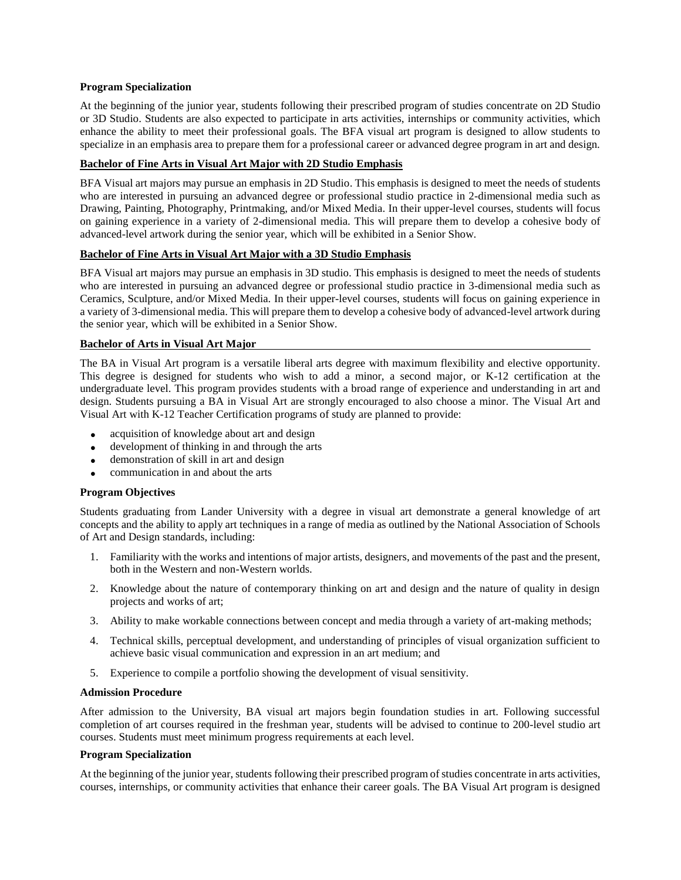**Program Specialization**

At the beginning of the junior year, students following their prescribed program of studies concentrate on 2D Studio or 3D Studio. Students are also expected to participate in arts activities, internships or community activities, which enhance the ability to meet their professional goals. The BFA visual art program is designed to allow students to specialize in an emphasis area to prepare them for a professional career or advanced degree program in art and design.

**Bachelor of Fine Arts in Visual Art Major with 2D Studio Emphasis**

BFA Visual art majors may pursue an emphasis in 2D Studio. This emphasis is designed to meet the needs of students who are interested in pursuing an advanced degree or professional studio practice in 2-dimensional media such as Drawing, Painting, Photography, Printmaking, and/or Mixed Media. In their upper-level courses, students will focus on gaining experience in a variety of 2-dimensional media. This will prepare them to develop a cohesive body of advanced-level artwork during the senior year, which will be exhibited in a Senior Show.

**Bachelor of Fine Arts in Visual Art Major with a 3D Studio Emphasis**

BFA Visual art majors may pursue an emphasis in 3D studio. This emphasis is designed to meet the needs of students who are interested in pursuing an advanced degree or professional studio practice in 3-dimensional media such as Ceramics, Sculpture, and/or Mixed Media. In their upper-level courses, students will focus on gaining experience in a variety of 3-dimensional media. This will prepare them to develop a cohesive body of advanced-level artwork during the senior year, which will be exhibited in a Senior Show.

**Bachelor of Arts in Visual Art Major**

The BA in Visual Art program is a versatile liberal arts degree with maximum flexibility and elective opportunity. This degree is designed for students who wish to add a minor, a second major, or K-12 certification at the undergraduate level. This program provides students with a broad range of experience and understanding in art and design. Students pursuing a BA in Visual Art are strongly encouraged to also choose a minor. The Visual Art and Visual Art with K-12 Teacher Certification programs of study are planned to provide:

- acquisition of knowledge about art and design
- development of thinking in and through the arts
- demonstration of skill in art and design
- communication in and about the arts

**Program Objectives**

Students graduating from Lander University with a degree in visual art demonstrate a general knowledge of art concepts and the ability to apply art techniques in a range of media as outlined by the National Association of Schools of Art and Design standards, including:

1. Familiarity with the works and intentions of major artists, designers, and movements of the past and the present, both in the Western and non-Western worlds.
2. Knowledge about the nature of contemporary thinking on art and design and the nature of quality in design projects and works of art;
3. Ability to make workable connections between concept and media through a variety of art-making methods;
4. Technical skills, perceptual development, and understanding of principles of visual organization sufficient to achieve basic visual communication and expression in an art medium; and
5. Experience to compile a portfolio showing the development of visual sensitivity.

**Admission Procedure**

After admission to the University, BA visual art majors begin foundation studies in art. Following successful completion of art courses required in the freshman year, students will be advised to continue to 200-level studio art courses. Students must meet minimum progress requirements at each level.

**Program Specialization**

At the beginning of the junior year, students following their prescribed program of studies concentrate in arts activities, courses, internships, or community activities that enhance their career goals. The BA Visual Art program is designed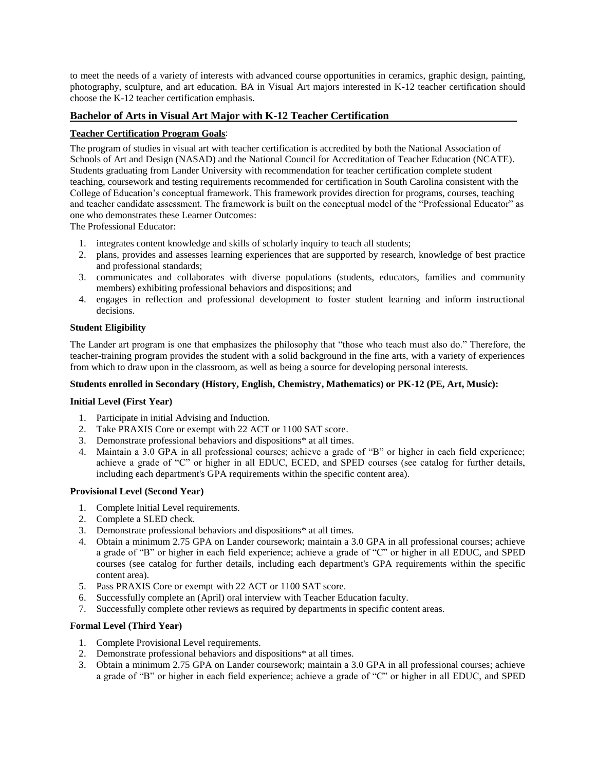to meet the needs of a variety of interests with advanced course opportunities in ceramics, graphic design, painting, photography, sculpture, and art education. BA in Visual Art majors interested in K-12 teacher certification should choose the K-12 teacher certification emphasis.

## Bachelor of Arts in Visual Art Major with K-12 Teacher Certification

**Teacher Certification Program Goals**:

The program of studies in visual art with teacher certification is accredited by both the National Association of Schools of Art and Design (NASAD) and the National Council for Accreditation of Teacher Education (NCATE). Students graduating from Lander University with recommendation for teacher certification complete student teaching, coursework and testing requirements recommended for certification in South Carolina consistent with the College of Education's conceptual framework. This framework provides direction for programs, courses, teaching and teacher candidate assessment. The framework is built on the conceptual model of the "Professional Educator" as one who demonstrates these Learner Outcomes:

The Professional Educator:

1. integrates content knowledge and skills of scholarly inquiry to teach all students;
2. plans, provides and assesses learning experiences that are supported by research, knowledge of best practice and professional standards;
3. communicates and collaborates with diverse populations (students, educators, families and community members) exhibiting professional behaviors and dispositions; and
4. engages in reflection and professional development to foster student learning and inform instructional decisions.

**Student Eligibility**

The Lander art program is one that emphasizes the philosophy that "those who teach must also do." Therefore, the teacher-training program provides the student with a solid background in the fine arts, with a variety of experiences from which to draw upon in the classroom, as well as being a source for developing personal interests.

**Students enrolled in Secondary (History, English, Chemistry, Mathematics) or PK-12 (PE, Art, Music):**

**Initial Level (First Year)**

1. Participate in initial Advising and Induction.
2. Take PRAXIS Core or exempt with 22 ACT or 1100 SAT score.
3. Demonstrate professional behaviors and dispositions* at all times.
4. Maintain a 3.0 GPA in all professional courses; achieve a grade of "B" or higher in each field experience; achieve a grade of "C" or higher in all EDUC, ECED, and SPED courses (see catalog for further details, including each department's GPA requirements within the specific content area).

**Provisional Level (Second Year)**

1. Complete Initial Level requirements.
2. Complete a SLED check.
3. Demonstrate professional behaviors and dispositions* at all times.
4. Obtain a minimum 2.75 GPA on Lander coursework; maintain a 3.0 GPA in all professional courses; achieve a grade of "B" or higher in each field experience; achieve a grade of "C" or higher in all EDUC, and SPED courses (see catalog for further details, including each department's GPA requirements within the specific content area).
5. Pass PRAXIS Core or exempt with 22 ACT or 1100 SAT score.
6. Successfully complete an (April) oral interview with Teacher Education faculty.
7. Successfully complete other reviews as required by departments in specific content areas.

**Formal Level (Third Year)**

1. Complete Provisional Level requirements.
2. Demonstrate professional behaviors and dispositions* at all times.
3. Obtain a minimum 2.75 GPA on Lander coursework; maintain a 3.0 GPA in all professional courses; achieve a grade of "B" or higher in each field experience; achieve a grade of "C" or higher in all EDUC, and SPED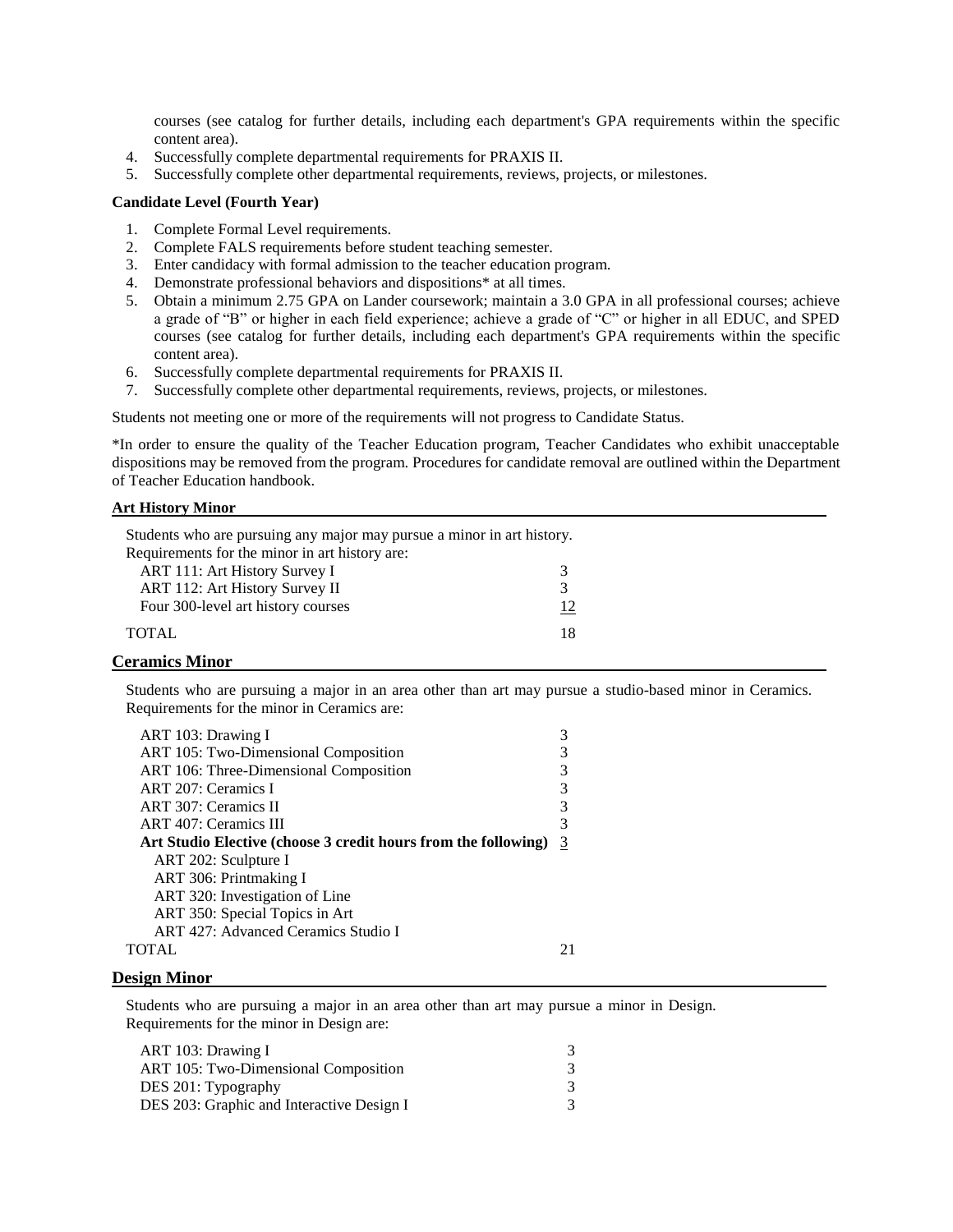courses (see catalog for further details, including each department's GPA requirements within the specific content area).

4. Successfully complete departmental requirements for PRAXIS II.
5. Successfully complete other departmental requirements, reviews, projects, or milestones.

**Candidate Level (Fourth Year)**

1. Complete Formal Level requirements.
2. Complete FALS requirements before student teaching semester.
3. Enter candidacy with formal admission to the teacher education program.
4. Demonstrate professional behaviors and dispositions* at all times.
5. Obtain a minimum 2.75 GPA on Lander coursework; maintain a 3.0 GPA in all professional courses; achieve a grade of "B" or higher in each field experience; achieve a grade of "C" or higher in all EDUC, and SPED courses (see catalog for further details, including each department's GPA requirements within the specific content area).
6. Successfully complete departmental requirements for PRAXIS II.
7. Successfully complete other departmental requirements, reviews, projects, or milestones.

Students not meeting one or more of the requirements will not progress to Candidate Status.

*In order to ensure the quality of the Teacher Education program, Teacher Candidates who exhibit unacceptable dispositions may be removed from the program. Procedures for candidate removal are outlined within the Department of Teacher Education handbook.

## Art History Minor

Students who are pursuing any major may pursue a minor in art history.
Requirements for the minor in art history are:

| Course | Credits |
|---|---|
| ART 111: Art History Survey I | 3 |
| ART 112: Art History Survey II | 3 |
| Four 300-level art history courses | 12 |
| TOTAL | 18 |

## Ceramics Minor

Students who are pursuing a major in an area other than art may pursue a studio-based minor in Ceramics. Requirements for the minor in Ceramics are:

| Course | Credits |
|---|---|
| ART 103: Drawing I | 3 |
| ART 105: Two-Dimensional Composition | 3 |
| ART 106: Three-Dimensional Composition | 3 |
| ART 207: Ceramics I | 3 |
| ART 307: Ceramics II | 3 |
| ART 407: Ceramics III | 3 |
| **Art Studio Elective (choose 3 credit hours from the following)** | 3 |
| ART 202: Sculpture I | |
| ART 306: Printmaking I | |
| ART 320: Investigation of Line | |
| ART 350: Special Topics in Art | |
| ART 427: Advanced Ceramics Studio I | |
| TOTAL | 21 |

## Design Minor

Students who are pursuing a major in an area other than art may pursue a minor in Design.
Requirements for the minor in Design are:

| Course | Credits |
|---|---|
| ART 103: Drawing I | 3 |
| ART 105: Two-Dimensional Composition | 3 |
| DES 201: Typography | 3 |
| DES 203: Graphic and Interactive Design I | 3 |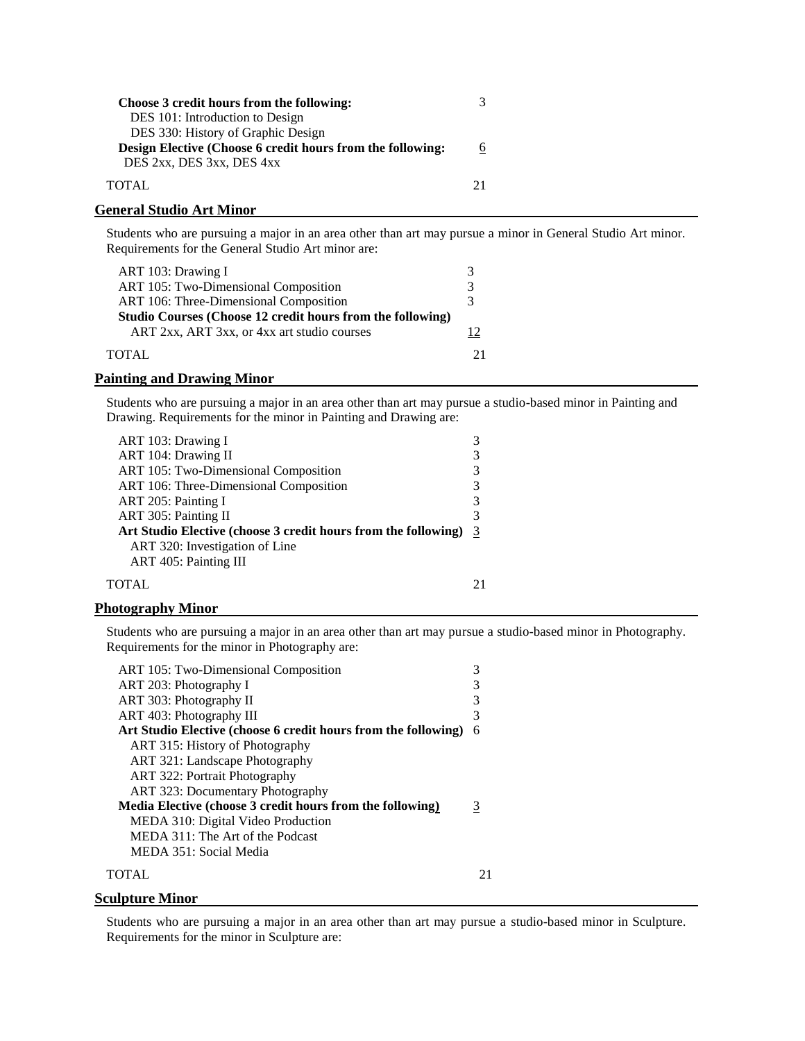| | |
|---|---|
| **Choose 3 credit hours from the following:** | 3 |
| DES 101: Introduction to Design | |
| DES 330: History of Graphic Design | |
| **Design Elective (Choose 6 credit hours from the following:** | 6 |
| DES 2xx, DES 3xx, DES 4xx | |
| TOTAL | 21 |

## General Studio Art Minor

Students who are pursuing a major in an area other than art may pursue a minor in General Studio Art minor. Requirements for the General Studio Art minor are:

| | |
|---|---|
| ART 103: Drawing I | 3 |
| ART 105: Two-Dimensional Composition | 3 |
| ART 106: Three-Dimensional Composition | 3 |
| **Studio Courses (Choose 12 credit hours from the following)** | |
| ART 2xx, ART 3xx, or 4xx art studio courses | 12 |
| TOTAL | 21 |

## Painting and Drawing Minor

Students who are pursuing a major in an area other than art may pursue a studio-based minor in Painting and Drawing. Requirements for the minor in Painting and Drawing are:

| | |
|---|---|
| ART 103: Drawing I | 3 |
| ART 104: Drawing II | 3 |
| ART 105: Two-Dimensional Composition | 3 |
| ART 106: Three-Dimensional Composition | 3 |
| ART 205: Painting I | 3 |
| ART 305: Painting II | 3 |
| **Art Studio Elective (choose 3 credit hours from the following)** | 3 |
| ART 320: Investigation of Line | |
| ART 405: Painting III | |
| TOTAL | 21 |

## Photography Minor

Students who are pursuing a major in an area other than art may pursue a studio-based minor in Photography. Requirements for the minor in Photography are:

| | |
|---|---|
| ART 105: Two-Dimensional Composition | 3 |
| ART 203: Photography I | 3 |
| ART 303: Photography II | 3 |
| ART 403: Photography III | 3 |
| **Art Studio Elective (choose 6 credit hours from the following)** | 6 |
| ART 315: History of Photography | |
| ART 321: Landscape Photography | |
| ART 322: Portrait Photography | |
| ART 323: Documentary Photography | |
| **Media Elective (choose 3 credit hours from the following)** | 3 |
| MEDA 310: Digital Video Production | |
| MEDA 311: The Art of the Podcast | |
| MEDA 351: Social Media | |
| TOTAL | 21 |

## Sculpture Minor

Students who are pursuing a major in an area other than art may pursue a studio-based minor in Sculpture. Requirements for the minor in Sculpture are: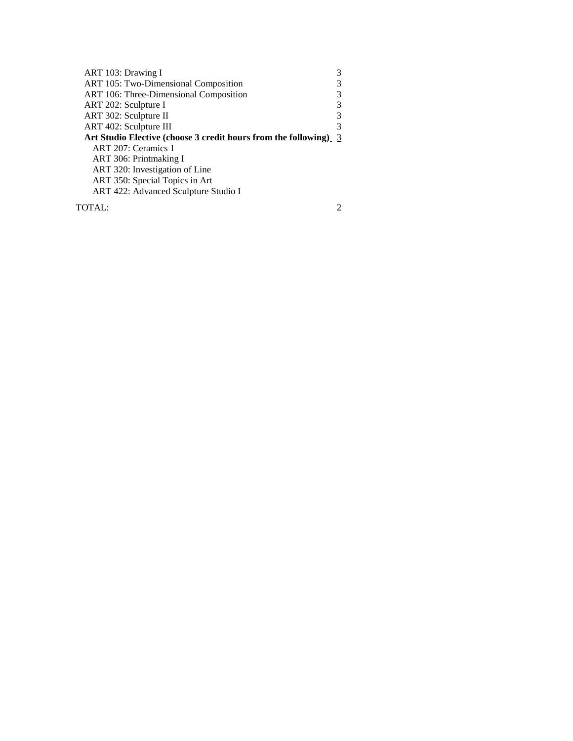| Course | Credits |
|---|---|
| ART 103: Drawing I | 3 |
| ART 105: Two-Dimensional Composition | 3 |
| ART 106: Three-Dimensional Composition | 3 |
| ART 202: Sculpture I | 3 |
| ART 302: Sculpture II | 3 |
| ART 402: Sculpture III | 3 |
| **Art Studio Elective (choose 3 credit hours from the following)** | 3 |
| ART 207: Ceramics 1 | |
| ART 306: Printmaking I | |
| ART 320: Investigation of Line | |
| ART 350: Special Topics in Art | |
| ART 422: Advanced Sculpture Studio I | |
| TOTAL: | 2 |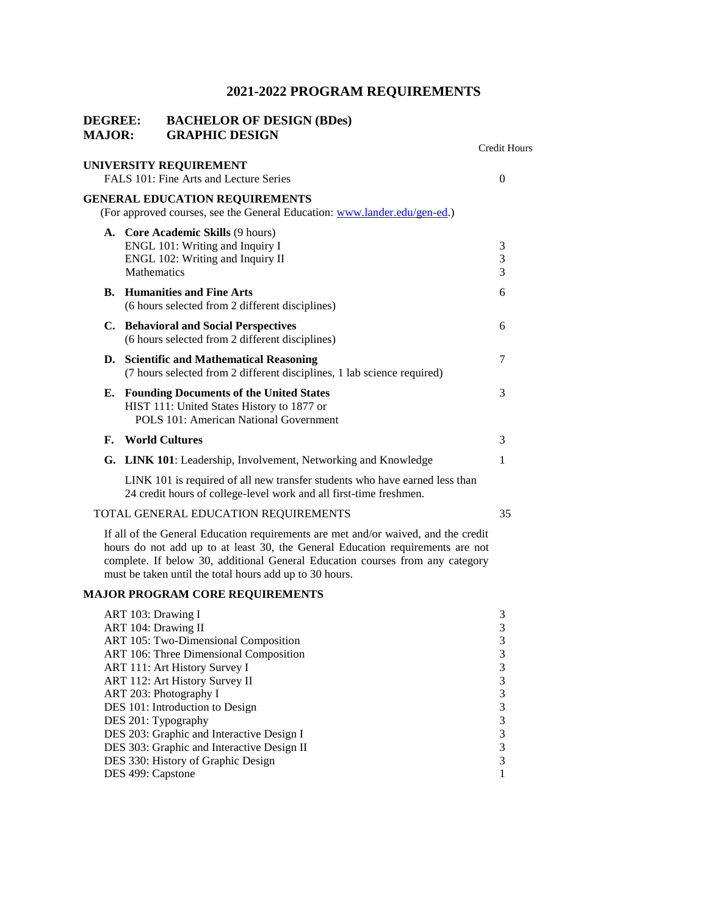# 2021-2022 PROGRAM REQUIREMENTS

**DEGREE:** **BACHELOR OF DESIGN (BDes)**
**MAJOR:** **GRAPHIC DESIGN**

| | Credit Hours |
|---|---|
| **UNIVERSITY REQUIREMENT** | |
| FALS 101: Fine Arts and Lecture Series | 0 |
| **GENERAL EDUCATION REQUIREMENTS** | |
| (For approved courses, see the General Education: [www.lander.edu/gen-ed](http://www.lander.edu/gen-ed).) | |
| **A. Core Academic Skills** (9 hours) | |
| ENGL 101: Writing and Inquiry I | 3 |
| ENGL 102: Writing and Inquiry II | 3 |
| Mathematics | 3 |
| **B. Humanities and Fine Arts** (6 hours selected from 2 different disciplines) | 6 |
| **C. Behavioral and Social Perspectives** (6 hours selected from 2 different disciplines) | 6 |
| **D. Scientific and Mathematical Reasoning** (7 hours selected from 2 different disciplines, 1 lab science required) | 7 |
| **E. Founding Documents of the United States** HIST 111: United States History to 1877 or POLS 101: American National Government | 3 |
| **F. World Cultures** | 3 |
| **G. LINK 101**: Leadership, Involvement, Networking and Knowledge | 1 |
| LINK 101 is required of all new transfer students who have earned less than 24 credit hours of college-level work and all first-time freshmen. | |
| TOTAL GENERAL EDUCATION REQUIREMENTS | 35 |

If all of the General Education requirements are met and/or waived, and the credit hours do not add up to at least 30, the General Education requirements are not complete. If below 30, additional General Education courses from any category must be taken until the total hours add up to 30 hours.

**MAJOR PROGRAM CORE REQUIREMENTS**

| | |
|---|---|
| ART 103: Drawing I | 3 |
| ART 104: Drawing II | 3 |
| ART 105: Two-Dimensional Composition | 3 |
| ART 106: Three Dimensional Composition | 3 |
| ART 111: Art History Survey I | 3 |
| ART 112: Art History Survey II | 3 |
| ART 203: Photography I | 3 |
| DES 101: Introduction to Design | 3 |
| DES 201: Typography | 3 |
| DES 203: Graphic and Interactive Design I | 3 |
| DES 303: Graphic and Interactive Design II | 3 |
| DES 330: History of Graphic Design | 3 |
| DES 499: Capstone | 1 |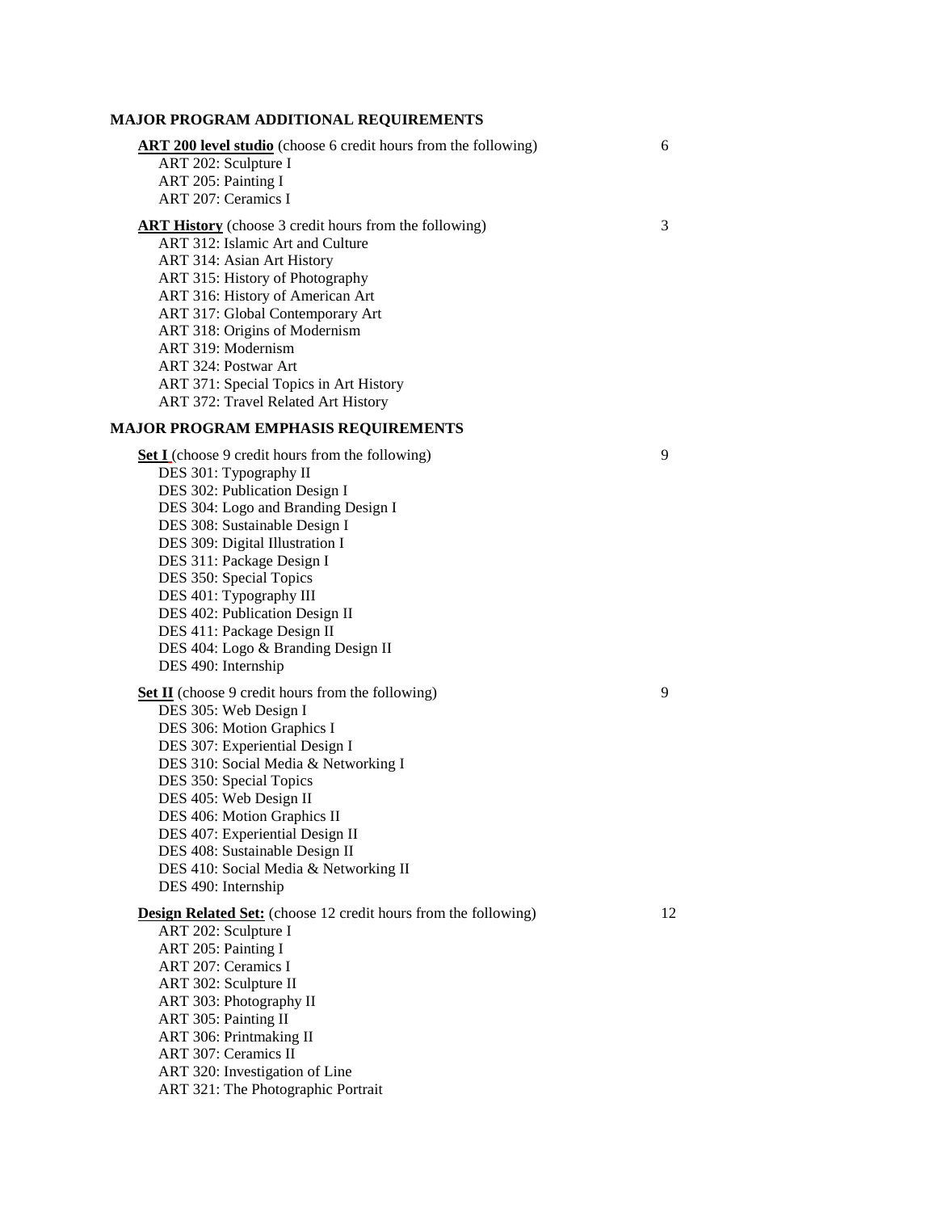## MAJOR PROGRAM ADDITIONAL REQUIREMENTS

**ART 200 level studio** (choose 6 credit hours from the following) — 6

- ART 202: Sculpture I
- ART 205: Painting I
- ART 207: Ceramics I

**ART History** (choose 3 credit hours from the following) — 3

- ART 312: Islamic Art and Culture
- ART 314: Asian Art History
- ART 315: History of Photography
- ART 316: History of American Art
- ART 317: Global Contemporary Art
- ART 318: Origins of Modernism
- ART 319: Modernism
- ART 324: Postwar Art
- ART 371: Special Topics in Art History
- ART 372: Travel Related Art History

## MAJOR PROGRAM EMPHASIS REQUIREMENTS

**Set I** (choose 9 credit hours from the following) — 9

- DES 301: Typography II
- DES 302: Publication Design I
- DES 304: Logo and Branding Design I
- DES 308: Sustainable Design I
- DES 309: Digital Illustration I
- DES 311: Package Design I
- DES 350: Special Topics
- DES 401: Typography III
- DES 402: Publication Design II
- DES 411: Package Design II
- DES 404: Logo & Branding Design II
- DES 490: Internship

**Set II** (choose 9 credit hours from the following) — 9

- DES 305: Web Design I
- DES 306: Motion Graphics I
- DES 307: Experiential Design I
- DES 310: Social Media & Networking I
- DES 350: Special Topics
- DES 405: Web Design II
- DES 406: Motion Graphics II
- DES 407: Experiential Design II
- DES 408: Sustainable Design II
- DES 410: Social Media & Networking II
- DES 490: Internship

**Design Related Set:** (choose 12 credit hours from the following) — 12

- ART 202: Sculpture I
- ART 205: Painting I
- ART 207: Ceramics I
- ART 302: Sculpture II
- ART 303: Photography II
- ART 305: Painting II
- ART 306: Printmaking II
- ART 307: Ceramics II
- ART 320: Investigation of Line
- ART 321: The Photographic Portrait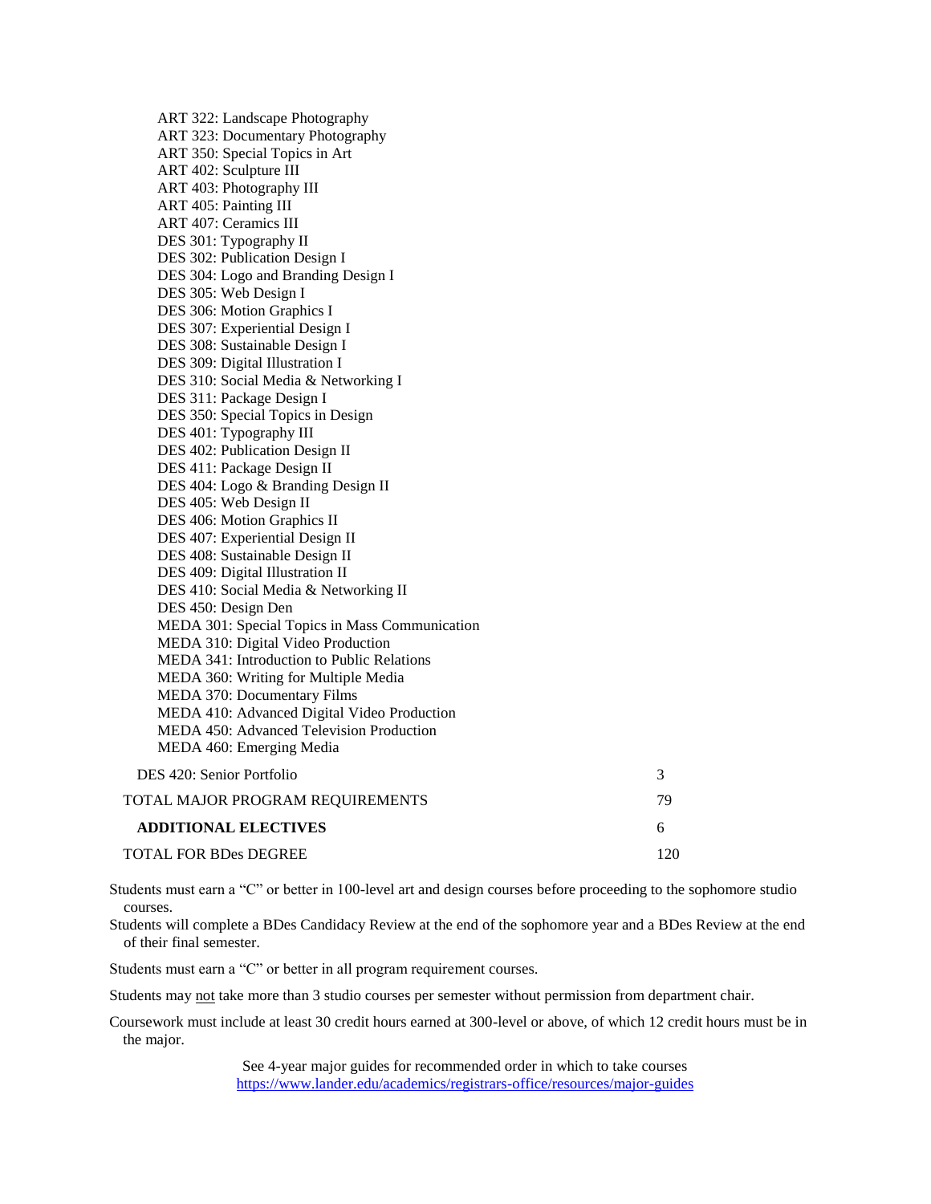ART 322: Landscape Photography
ART 323: Documentary Photography
ART 350: Special Topics in Art
ART 402: Sculpture III
ART 403: Photography III
ART 405: Painting III
ART 407: Ceramics III
DES 301: Typography II
DES 302: Publication Design I
DES 304: Logo and Branding Design I
DES 305: Web Design I
DES 306: Motion Graphics I
DES 307: Experiential Design I
DES 308: Sustainable Design I
DES 309: Digital Illustration I
DES 310: Social Media & Networking I
DES 311: Package Design I
DES 350: Special Topics in Design
DES 401: Typography III
DES 402: Publication Design II
DES 411: Package Design II
DES 404: Logo & Branding Design II
DES 405: Web Design II
DES 406: Motion Graphics II
DES 407: Experiential Design II
DES 408: Sustainable Design II
DES 409: Digital Illustration II
DES 410: Social Media & Networking II
DES 450: Design Den
MEDA 301: Special Topics in Mass Communication
MEDA 310: Digital Video Production
MEDA 341: Introduction to Public Relations
MEDA 360: Writing for Multiple Media
MEDA 370: Documentary Films
MEDA 410: Advanced Digital Video Production
MEDA 450: Advanced Television Production
MEDA 460: Emerging Media

| | |
|---|---|
| DES 420: Senior Portfolio | 3 |
| TOTAL MAJOR PROGRAM REQUIREMENTS | 79 |
| **ADDITIONAL ELECTIVES** | 6 |
| TOTAL FOR BDes DEGREE | 120 |

Students must earn a "C" or better in 100-level art and design courses before proceeding to the sophomore studio courses.

Students will complete a BDes Candidacy Review at the end of the sophomore year and a BDes Review at the end of their final semester.

Students must earn a "C" or better in all program requirement courses.

Students may not take more than 3 studio courses per semester without permission from department chair.

Coursework must include at least 30 credit hours earned at 300-level or above, of which 12 credit hours must be in the major.

See 4-year major guides for recommended order in which to take courses
https://www.lander.edu/academics/registrars-office/resources/major-guides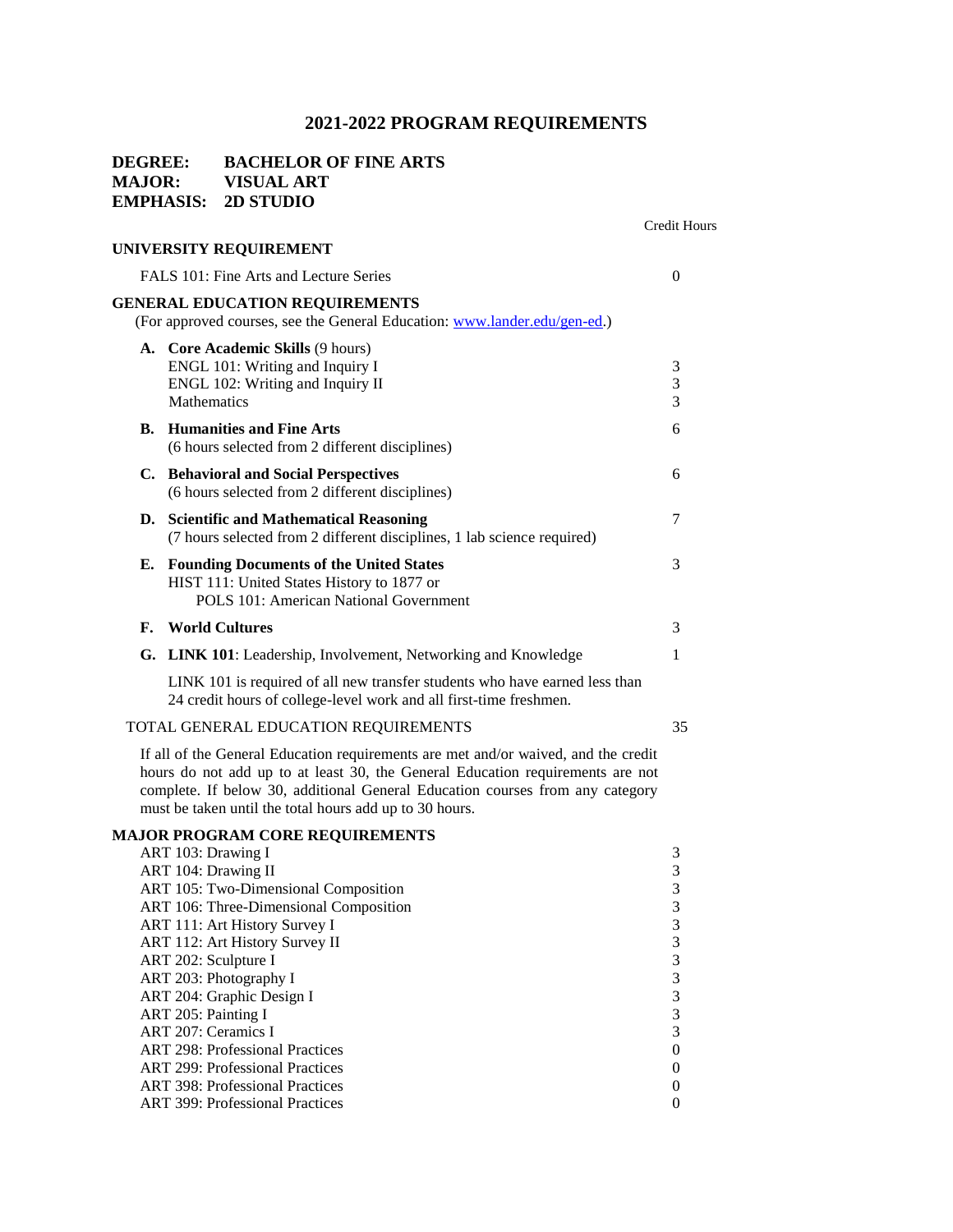# 2021-2022 PROGRAM REQUIREMENTS

**DEGREE: BACHELOR OF FINE ARTS**
**MAJOR: VISUAL ART**
**EMPHASIS: 2D STUDIO**

| | Credit Hours |
|---|---|
| **UNIVERSITY REQUIREMENT** | |
| FALS 101: Fine Arts and Lecture Series | 0 |
| **GENERAL EDUCATION REQUIREMENTS** (For approved courses, see the General Education: [www.lander.edu/gen-ed](http://www.lander.edu/gen-ed).) | |
| **A. Core Academic Skills** (9 hours) | |
| ENGL 101: Writing and Inquiry I | 3 |
| ENGL 102: Writing and Inquiry II | 3 |
| Mathematics | 3 |
| **B. Humanities and Fine Arts** (6 hours selected from 2 different disciplines) | 6 |
| **C. Behavioral and Social Perspectives** (6 hours selected from 2 different disciplines) | 6 |
| **D. Scientific and Mathematical Reasoning** (7 hours selected from 2 different disciplines, 1 lab science required) | 7 |
| **E. Founding Documents of the United States** HIST 111: United States History to 1877 or POLS 101: American National Government | 3 |
| **F. World Cultures** | 3 |
| **G. LINK 101**: Leadership, Involvement, Networking and Knowledge | 1 |
| LINK 101 is required of all new transfer students who have earned less than 24 credit hours of college-level work and all first-time freshmen. | |
| TOTAL GENERAL EDUCATION REQUIREMENTS | 35 |

If all of the General Education requirements are met and/or waived, and the credit hours do not add up to at least 30, the General Education requirements are not complete. If below 30, additional General Education courses from any category must be taken until the total hours add up to 30 hours.

| **MAJOR PROGRAM CORE REQUIREMENTS** | |
|---|---|
| ART 103: Drawing I | 3 |
| ART 104: Drawing II | 3 |
| ART 105: Two-Dimensional Composition | 3 |
| ART 106: Three-Dimensional Composition | 3 |
| ART 111: Art History Survey I | 3 |
| ART 112: Art History Survey II | 3 |
| ART 202: Sculpture I | 3 |
| ART 203: Photography I | 3 |
| ART 204: Graphic Design I | 3 |
| ART 205: Painting I | 3 |
| ART 207: Ceramics I | 3 |
| ART 298: Professional Practices | 0 |
| ART 299: Professional Practices | 0 |
| ART 398: Professional Practices | 0 |
| ART 399: Professional Practices | 0 |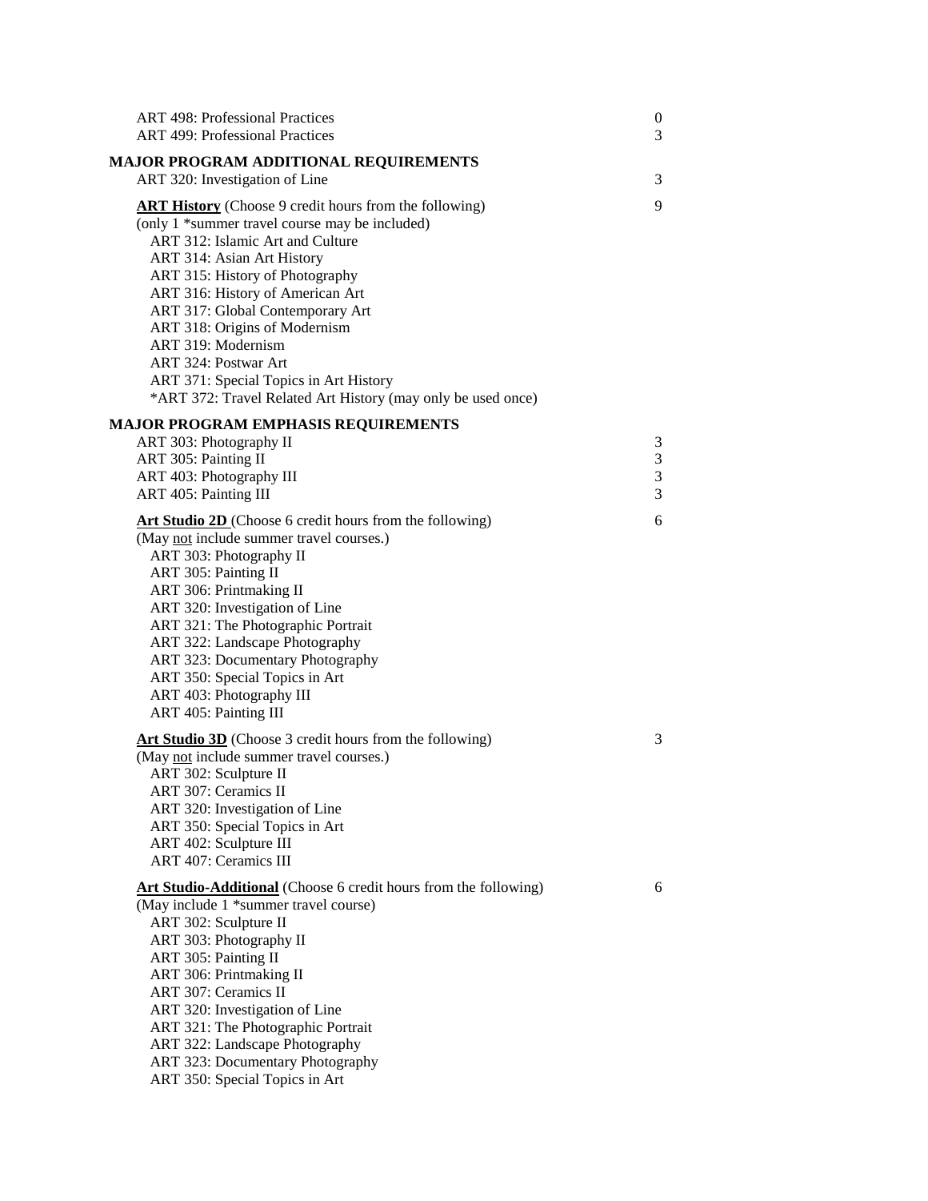| Course | Credits |
|---|---|
| ART 498: Professional Practices | 0 |
| ART 499: Professional Practices | 3 |

**MAJOR PROGRAM ADDITIONAL REQUIREMENTS**

| Course | Credits |
|---|---|
| ART 320: Investigation of Line | 3 |

**ART History** (Choose 9 credit hours from the following) — 9
(only 1 *summer travel course may be included)

- ART 312: Islamic Art and Culture
- ART 314: Asian Art History
- ART 315: History of Photography
- ART 316: History of American Art
- ART 317: Global Contemporary Art
- ART 318: Origins of Modernism
- ART 319: Modernism
- ART 324: Postwar Art
- ART 371: Special Topics in Art History
- *ART 372: Travel Related Art History (may only be used once)

**MAJOR PROGRAM EMPHASIS REQUIREMENTS**

| Course | Credits |
|---|---|
| ART 303: Photography II | 3 |
| ART 305: Painting II | 3 |
| ART 403: Photography III | 3 |
| ART 405: Painting III | 3 |

**Art Studio 2D** (Choose 6 credit hours from the following) — 6
(May not include summer travel courses.)

- ART 303: Photography II
- ART 305: Painting II
- ART 306: Printmaking II
- ART 320: Investigation of Line
- ART 321: The Photographic Portrait
- ART 322: Landscape Photography
- ART 323: Documentary Photography
- ART 350: Special Topics in Art
- ART 403: Photography III
- ART 405: Painting III

**Art Studio 3D** (Choose 3 credit hours from the following) — 3
(May not include summer travel courses.)

- ART 302: Sculpture II
- ART 307: Ceramics II
- ART 320: Investigation of Line
- ART 350: Special Topics in Art
- ART 402: Sculpture III
- ART 407: Ceramics III

**Art Studio-Additional** (Choose 6 credit hours from the following) — 6
(May include 1 *summer travel course)

- ART 302: Sculpture II
- ART 303: Photography II
- ART 305: Painting II
- ART 306: Printmaking II
- ART 307: Ceramics II
- ART 320: Investigation of Line
- ART 321: The Photographic Portrait
- ART 322: Landscape Photography
- ART 323: Documentary Photography
- ART 350: Special Topics in Art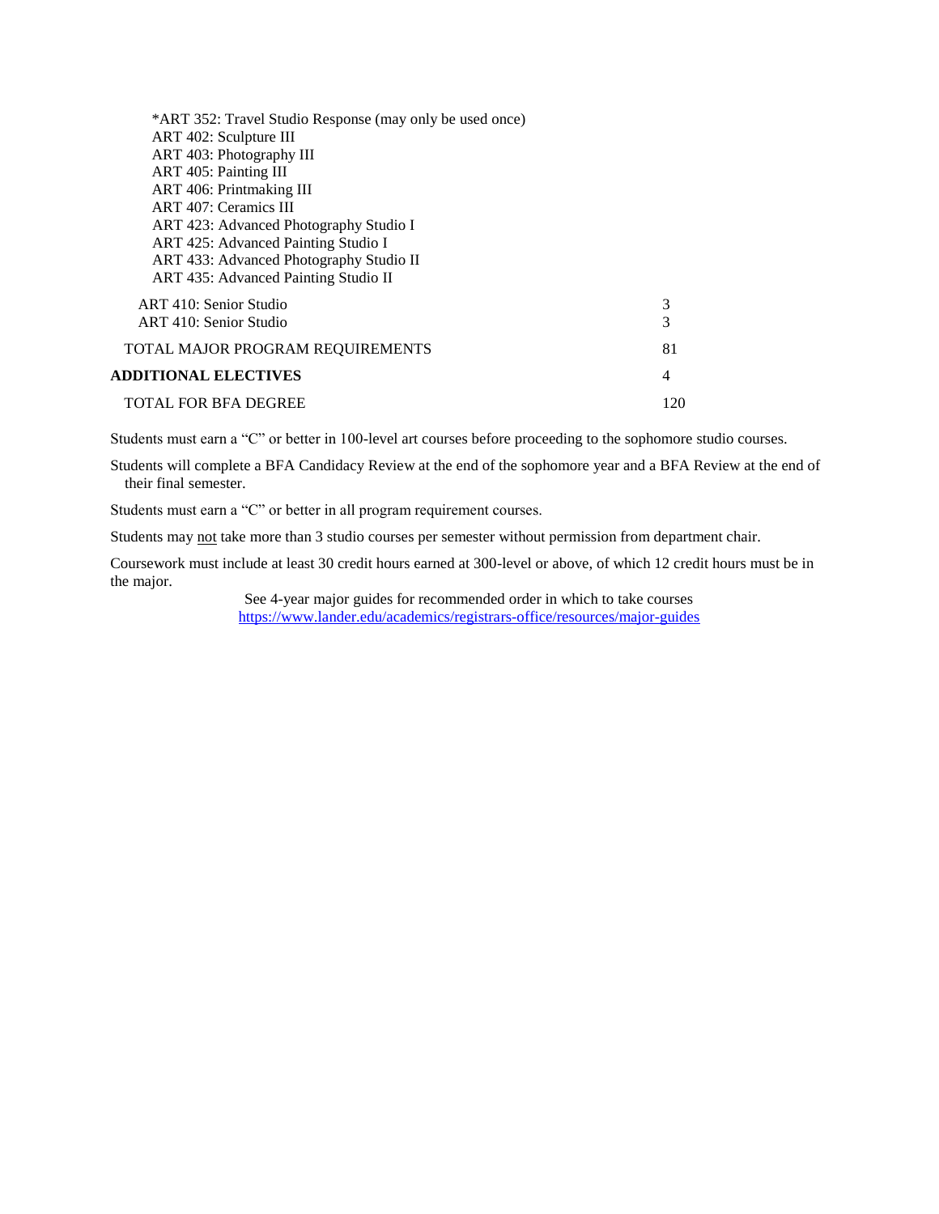| | |
|---|---|
| *ART 352: Travel Studio Response (may only be used once) | |
| ART 402: Sculpture III | |
| ART 403: Photography III | |
| ART 405: Painting III | |
| ART 406: Printmaking III | |
| ART 407: Ceramics III | |
| ART 423: Advanced Photography Studio I | |
| ART 425: Advanced Painting Studio I | |
| ART 433: Advanced Photography Studio II | |
| ART 435: Advanced Painting Studio II | |
| ART 410: Senior Studio | 3 |
| ART 410: Senior Studio | 3 |
| TOTAL MAJOR PROGRAM REQUIREMENTS | 81 |
| **ADDITIONAL ELECTIVES** | 4 |
| TOTAL FOR BFA DEGREE | 120 |

Students must earn a "C" or better in 100-level art courses before proceeding to the sophomore studio courses.

Students will complete a BFA Candidacy Review at the end of the sophomore year and a BFA Review at the end of their final semester.

Students must earn a "C" or better in all program requirement courses.

Students may not take more than 3 studio courses per semester without permission from department chair.

Coursework must include at least 30 credit hours earned at 300-level or above, of which 12 credit hours must be in the major.

See 4-year major guides for recommended order in which to take courses
https://www.lander.edu/academics/registrars-office/resources/major-guides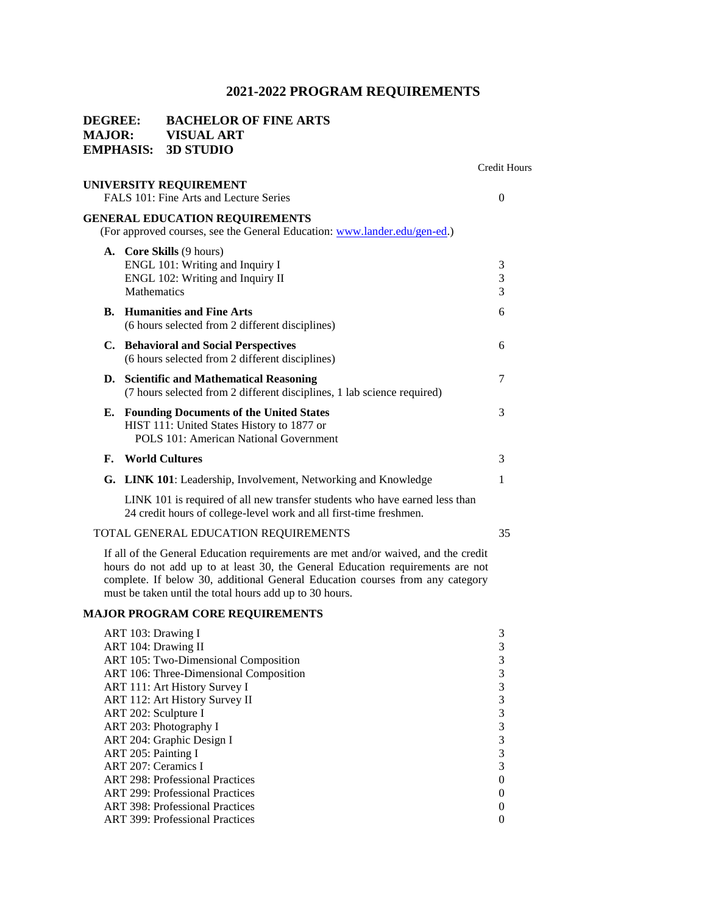# 2021-2022 PROGRAM REQUIREMENTS

**DEGREE:** BACHELOR OF FINE ARTS
**MAJOR:** VISUAL ART
**EMPHASIS:** 3D STUDIO

| | Credit Hours |
|---|---|
| **UNIVERSITY REQUIREMENT** | |
| FALS 101: Fine Arts and Lecture Series | 0 |
| **GENERAL EDUCATION REQUIREMENTS** | |
| (For approved courses, see the General Education: www.lander.edu/gen-ed.) | |
| **A. Core Skills** (9 hours) | |
| ENGL 101: Writing and Inquiry I | 3 |
| ENGL 102: Writing and Inquiry II | 3 |
| Mathematics | 3 |
| **B. Humanities and Fine Arts** (6 hours selected from 2 different disciplines) | 6 |
| **C. Behavioral and Social Perspectives** (6 hours selected from 2 different disciplines) | 6 |
| **D. Scientific and Mathematical Reasoning** (7 hours selected from 2 different disciplines, 1 lab science required) | 7 |
| **E. Founding Documents of the United States** HIST 111: United States History to 1877 or POLS 101: American National Government | 3 |
| **F. World Cultures** | 3 |
| **G. LINK 101**: Leadership, Involvement, Networking and Knowledge | 1 |

LINK 101 is required of all new transfer students who have earned less than 24 credit hours of college-level work and all first-time freshmen.

| | |
|---|---|
| TOTAL GENERAL EDUCATION REQUIREMENTS | 35 |

If all of the General Education requirements are met and/or waived, and the credit hours do not add up to at least 30, the General Education requirements are not complete. If below 30, additional General Education courses from any category must be taken until the total hours add up to 30 hours.

**MAJOR PROGRAM CORE REQUIREMENTS**

| | |
|---|---|
| ART 103: Drawing I | 3 |
| ART 104: Drawing II | 3 |
| ART 105: Two-Dimensional Composition | 3 |
| ART 106: Three-Dimensional Composition | 3 |
| ART 111: Art History Survey I | 3 |
| ART 112: Art History Survey II | 3 |
| ART 202: Sculpture I | 3 |
| ART 203: Photography I | 3 |
| ART 204: Graphic Design I | 3 |
| ART 205: Painting I | 3 |
| ART 207: Ceramics I | 3 |
| ART 298: Professional Practices | 0 |
| ART 299: Professional Practices | 0 |
| ART 398: Professional Practices | 0 |
| ART 399: Professional Practices | 0 |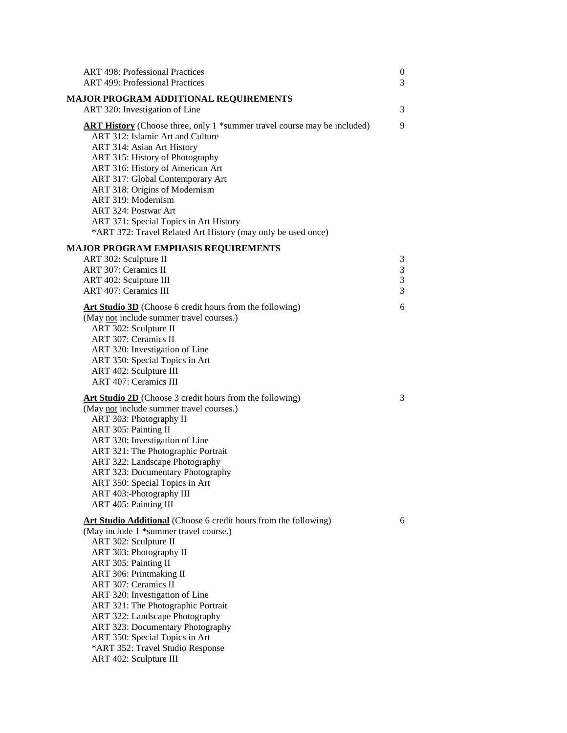| | |
|---|---|
| ART 498: Professional Practices | 0 |
| ART 499: Professional Practices | 3 |

**MAJOR PROGRAM ADDITIONAL REQUIREMENTS**

| | |
|---|---|
| ART 320: Investigation of Line | 3 |

<u>**ART History**</u> (Choose three, only 1 *summer travel course may be included) — 9

- ART 312: Islamic Art and Culture
- ART 314: Asian Art History
- ART 315: History of Photography
- ART 316: History of American Art
- ART 317: Global Contemporary Art
- ART 318: Origins of Modernism
- ART 319: Modernism
- ART 324: Postwar Art
- ART 371: Special Topics in Art History
- *ART 372: Travel Related Art History (may only be used once)

**MAJOR PROGRAM EMPHASIS REQUIREMENTS**

| | |
|---|---|
| ART 302: Sculpture II | 3 |
| ART 307: Ceramics II | 3 |
| ART 402: Sculpture III | 3 |
| ART 407: Ceramics III | 3 |

<u>**Art Studio 3D**</u> (Choose 6 credit hours from the following) — 6
(May <u>not</u> include summer travel courses.)

- ART 302: Sculpture II
- ART 307: Ceramics II
- ART 320: Investigation of Line
- ART 350: Special Topics in Art
- ART 402: Sculpture III
- ART 407: Ceramics III

<u>**Art Studio 2D**</u> (Choose 3 credit hours from the following) — 3
(May <u>not</u> include summer travel courses.)

- ART 303: Photography II
- ART 305: Painting II
- ART 320: Investigation of Line
- ART 321: The Photographic Portrait
- ART 322: Landscape Photography
- ART 323: Documentary Photography
- ART 350: Special Topics in Art
- ART 403:-Photography III
- ART 405: Painting III

<u>**Art Studio Additional**</u> (Choose 6 credit hours from the following) — 6
(May include 1 *summer travel course.)

- ART 302: Sculpture II
- ART 303: Photography II
- ART 305: Painting II
- ART 306: Printmaking II
- ART 307: Ceramics II
- ART 320: Investigation of Line
- ART 321: The Photographic Portrait
- ART 322: Landscape Photography
- ART 323: Documentary Photography
- ART 350: Special Topics in Art
- *ART 352: Travel Studio Response
- ART 402: Sculpture III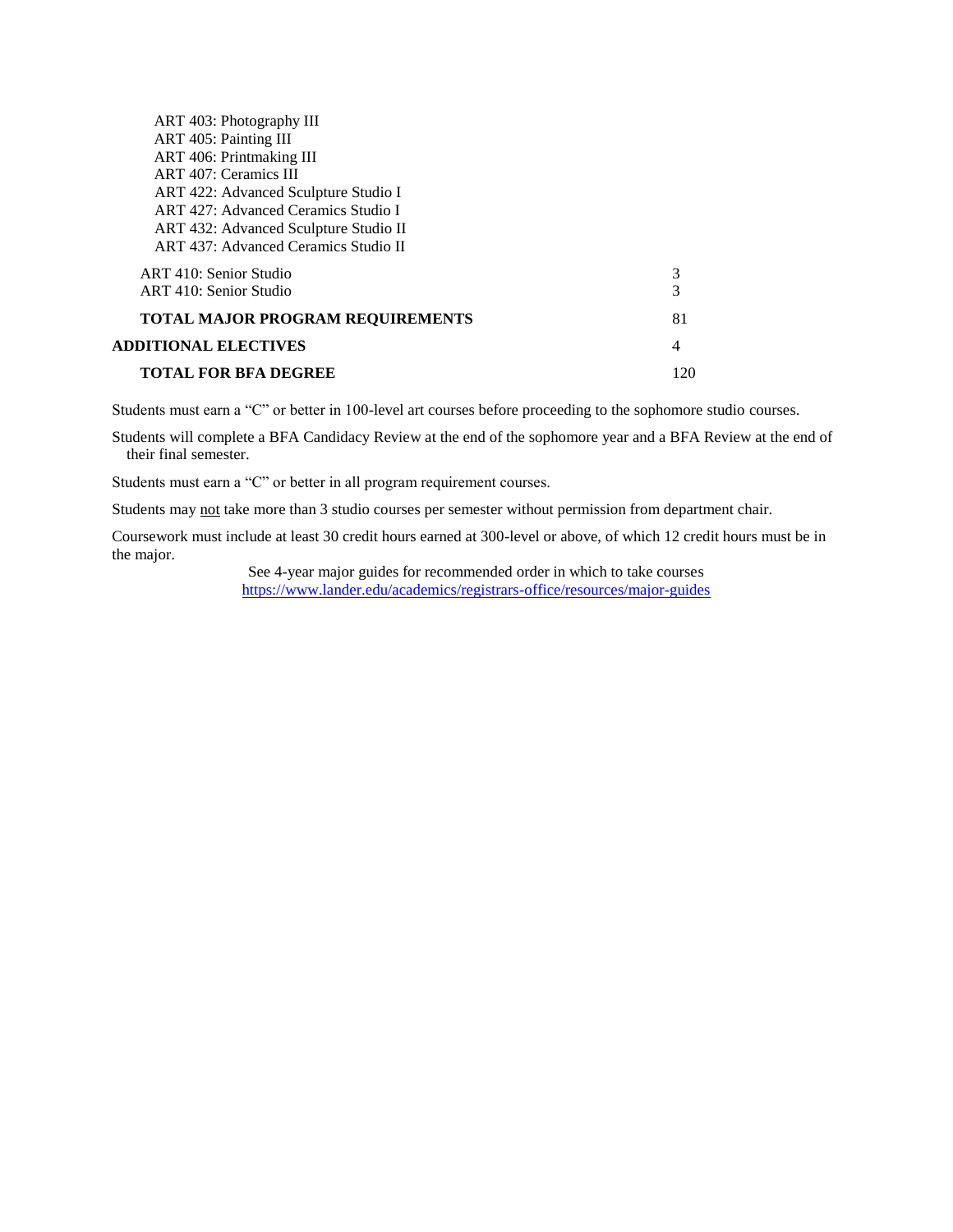| Course | Credits |
| --- | --- |
| ART 403: Photography III | |
| ART 405: Painting III | |
| ART 406: Printmaking III | |
| ART 407: Ceramics III | |
| ART 422: Advanced Sculpture Studio I | |
| ART 427: Advanced Ceramics Studio I | |
| ART 432: Advanced Sculpture Studio II | |
| ART 437: Advanced Ceramics Studio II | |
| ART 410: Senior Studio | 3 |
| ART 410: Senior Studio | 3 |
| **TOTAL MAJOR PROGRAM REQUIREMENTS** | 81 |
| **ADDITIONAL ELECTIVES** | 4 |
| **TOTAL FOR BFA DEGREE** | 120 |

Students must earn a "C" or better in 100-level art courses before proceeding to the sophomore studio courses.

Students will complete a BFA Candidacy Review at the end of the sophomore year and a BFA Review at the end of their final semester.

Students must earn a "C" or better in all program requirement courses.

Students may not take more than 3 studio courses per semester without permission from department chair.

Coursework must include at least 30 credit hours earned at 300-level or above, of which 12 credit hours must be in the major.

See 4-year major guides for recommended order in which to take courses
https://www.lander.edu/academics/registrars-office/resources/major-guides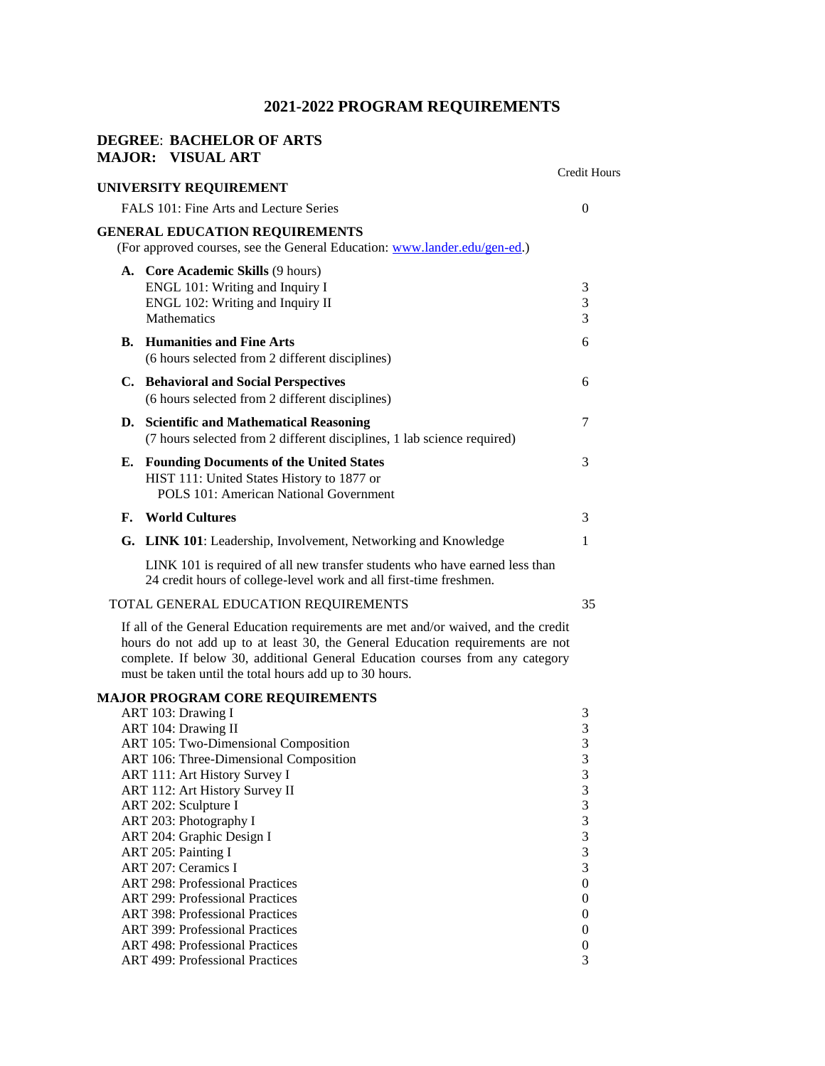# 2021-2022 PROGRAM REQUIREMENTS

## DEGREE: BACHELOR OF ARTS
## MAJOR: VISUAL ART

| | Credit Hours |
|---|---|
| **UNIVERSITY REQUIREMENT** | |
| FALS 101: Fine Arts and Lecture Series | 0 |
| **GENERAL EDUCATION REQUIREMENTS** (For approved courses, see the General Education: [www.lander.edu/gen-ed](www.lander.edu/gen-ed).) | |
| **A. Core Academic Skills** (9 hours) | |
| ENGL 101: Writing and Inquiry I | 3 |
| ENGL 102: Writing and Inquiry II | 3 |
| Mathematics | 3 |
| **B. Humanities and Fine Arts** (6 hours selected from 2 different disciplines) | 6 |
| **C. Behavioral and Social Perspectives** (6 hours selected from 2 different disciplines) | 6 |
| **D. Scientific and Mathematical Reasoning** (7 hours selected from 2 different disciplines, 1 lab science required) | 7 |
| **E. Founding Documents of the United States** HIST 111: United States History to 1877 or POLS 101: American National Government | 3 |
| **F. World Cultures** | 3 |
| **G. LINK 101**: Leadership, Involvement, Networking and Knowledge | 1 |
| LINK 101 is required of all new transfer students who have earned less than 24 credit hours of college-level work and all first-time freshmen. | |
| TOTAL GENERAL EDUCATION REQUIREMENTS | 35 |

If all of the General Education requirements are met and/or waived, and the credit hours do not add up to at least 30, the General Education requirements are not complete. If below 30, additional General Education courses from any category must be taken until the total hours add up to 30 hours.

| **MAJOR PROGRAM CORE REQUIREMENTS** | |
|---|---|
| ART 103: Drawing I | 3 |
| ART 104: Drawing II | 3 |
| ART 105: Two-Dimensional Composition | 3 |
| ART 106: Three-Dimensional Composition | 3 |
| ART 111: Art History Survey I | 3 |
| ART 112: Art History Survey II | 3 |
| ART 202: Sculpture I | 3 |
| ART 203: Photography I | 3 |
| ART 204: Graphic Design I | 3 |
| ART 205: Painting I | 3 |
| ART 207: Ceramics I | 3 |
| ART 298: Professional Practices | 0 |
| ART 299: Professional Practices | 0 |
| ART 398: Professional Practices | 0 |
| ART 399: Professional Practices | 0 |
| ART 498: Professional Practices | 0 |
| ART 499: Professional Practices | 3 |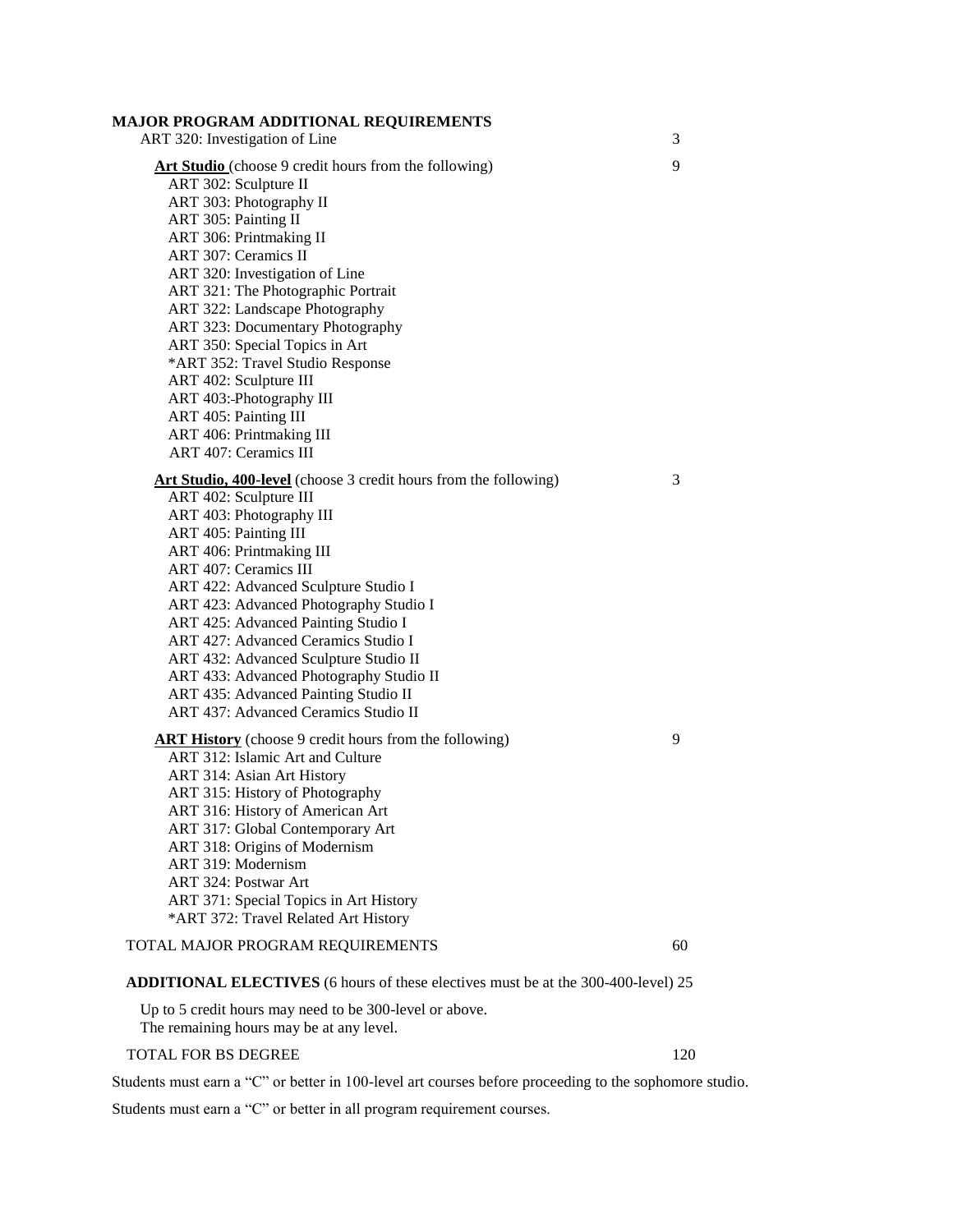**MAJOR PROGRAM ADDITIONAL REQUIREMENTS**

ART 320: Investigation of Line — 3

**Art Studio** (choose 9 credit hours from the following) — 9

- ART 302: Sculpture II
- ART 303: Photography II
- ART 305: Painting II
- ART 306: Printmaking II
- ART 307: Ceramics II
- ART 320: Investigation of Line
- ART 321: The Photographic Portrait
- ART 322: Landscape Photography
- ART 323: Documentary Photography
- ART 350: Special Topics in Art
- *ART 352: Travel Studio Response
- ART 402: Sculpture III
- ART 403: Photography III
- ART 405: Painting III
- ART 406: Printmaking III
- ART 407: Ceramics III

**Art Studio, 400-level** (choose 3 credit hours from the following) — 3

- ART 402: Sculpture III
- ART 403: Photography III
- ART 405: Painting III
- ART 406: Printmaking III
- ART 407: Ceramics III
- ART 422: Advanced Sculpture Studio I
- ART 423: Advanced Photography Studio I
- ART 425: Advanced Painting Studio I
- ART 427: Advanced Ceramics Studio I
- ART 432: Advanced Sculpture Studio II
- ART 433: Advanced Photography Studio II
- ART 435: Advanced Painting Studio II
- ART 437: Advanced Ceramics Studio II

**ART History** (choose 9 credit hours from the following) — 9

- ART 312: Islamic Art and Culture
- ART 314: Asian Art History
- ART 315: History of Photography
- ART 316: History of American Art
- ART 317: Global Contemporary Art
- ART 318: Origins of Modernism
- ART 319: Modernism
- ART 324: Postwar Art
- ART 371: Special Topics in Art History
- *ART 372: Travel Related Art History

TOTAL MAJOR PROGRAM REQUIREMENTS — 60

**ADDITIONAL ELECTIVES** (6 hours of these electives must be at the 300-400-level) 25

Up to 5 credit hours may need to be 300-level or above.
The remaining hours may be at any level.

TOTAL FOR BS DEGREE — 120

Students must earn a "C" or better in 100-level art courses before proceeding to the sophomore studio.

Students must earn a "C" or better in all program requirement courses.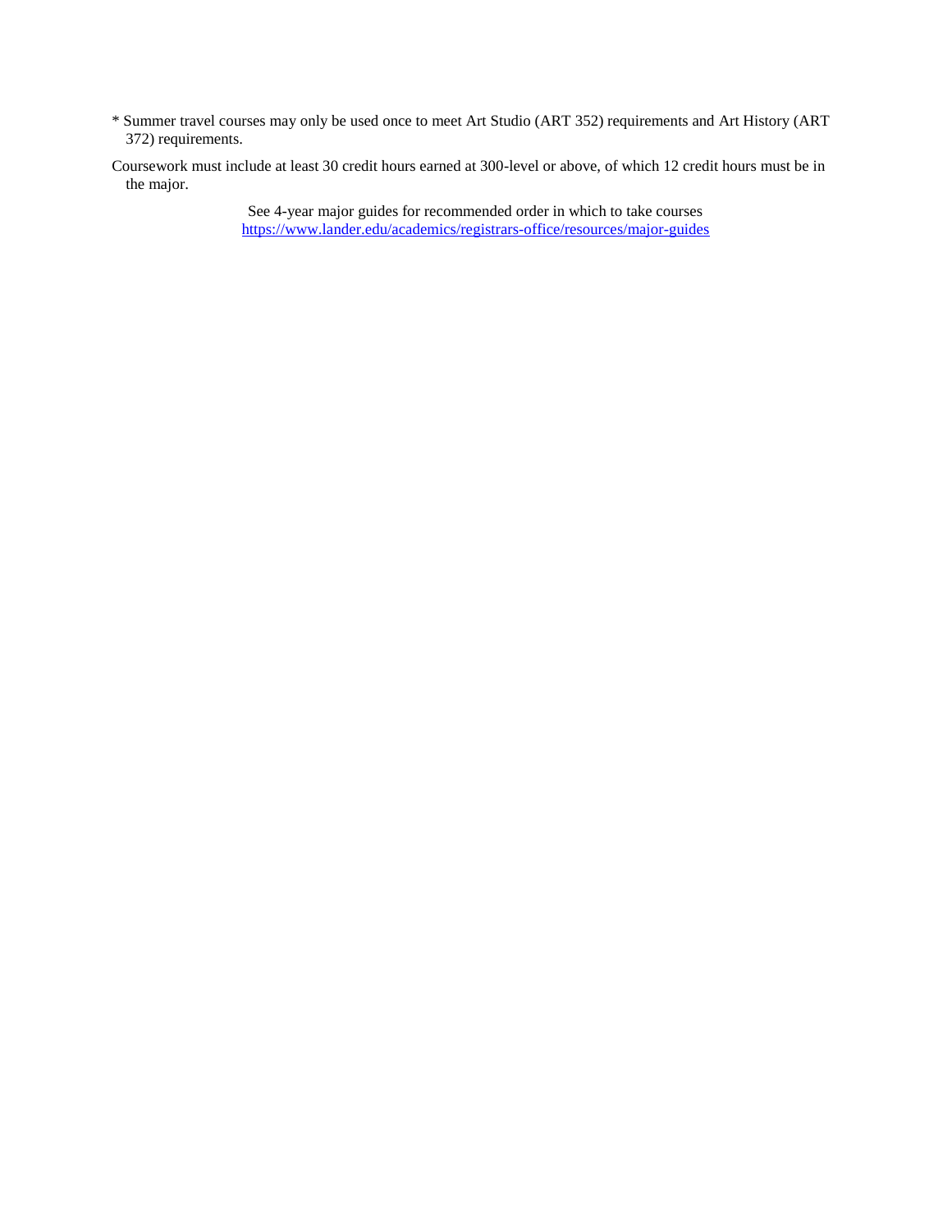* Summer travel courses may only be used once to meet Art Studio (ART 352) requirements and Art History (ART 372) requirements.

Coursework must include at least 30 credit hours earned at 300-level or above, of which 12 credit hours must be in the major.

See 4-year major guides for recommended order in which to take courses
[https://www.lander.edu/academics/registrars-office/resources/major-guides](https://www.lander.edu/academics/registrars-office/resources/major-guides)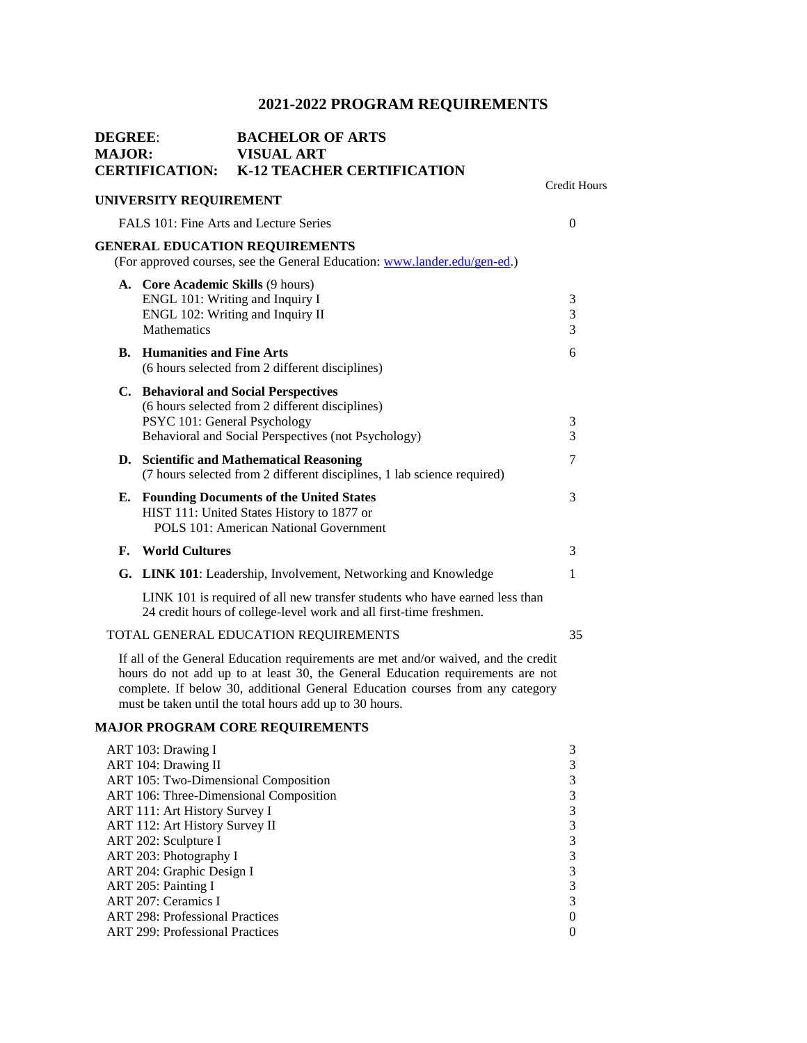# 2021-2022 PROGRAM REQUIREMENTS

**DEGREE:** **BACHELOR OF ARTS**
**MAJOR:** **VISUAL ART**
**CERTIFICATION:** **K-12 TEACHER CERTIFICATION**

| | Credit Hours |
|---|---|
| **UNIVERSITY REQUIREMENT** | |
| FALS 101: Fine Arts and Lecture Series | 0 |
| **GENERAL EDUCATION REQUIREMENTS** (For approved courses, see the General Education: www.lander.edu/gen-ed.) | |
| **A. Core Academic Skills** (9 hours) | |
| ENGL 101: Writing and Inquiry I | 3 |
| ENGL 102: Writing and Inquiry II | 3 |
| Mathematics | 3 |
| **B. Humanities and Fine Arts** (6 hours selected from 2 different disciplines) | 6 |
| **C. Behavioral and Social Perspectives** (6 hours selected from 2 different disciplines) | |
| PSYC 101: General Psychology | 3 |
| Behavioral and Social Perspectives (not Psychology) | 3 |
| **D. Scientific and Mathematical Reasoning** (7 hours selected from 2 different disciplines, 1 lab science required) | 7 |
| **E. Founding Documents of the United States** HIST 111: United States History to 1877 or POLS 101: American National Government | 3 |
| **F. World Cultures** | 3 |
| **G. LINK 101**: Leadership, Involvement, Networking and Knowledge | 1 |

LINK 101 is required of all new transfer students who have earned less than 24 credit hours of college-level work and all first-time freshmen.

| | |
|---|---|
| TOTAL GENERAL EDUCATION REQUIREMENTS | 35 |

If all of the General Education requirements are met and/or waived, and the credit hours do not add up to at least 30, the General Education requirements are not complete. If below 30, additional General Education courses from any category must be taken until the total hours add up to 30 hours.

**MAJOR PROGRAM CORE REQUIREMENTS**

| | |
|---|---|
| ART 103: Drawing I | 3 |
| ART 104: Drawing II | 3 |
| ART 105: Two-Dimensional Composition | 3 |
| ART 106: Three-Dimensional Composition | 3 |
| ART 111: Art History Survey I | 3 |
| ART 112: Art History Survey II | 3 |
| ART 202: Sculpture I | 3 |
| ART 203: Photography I | 3 |
| ART 204: Graphic Design I | 3 |
| ART 205: Painting I | 3 |
| ART 207: Ceramics I | 3 |
| ART 298: Professional Practices | 0 |
| ART 299: Professional Practices | 0 |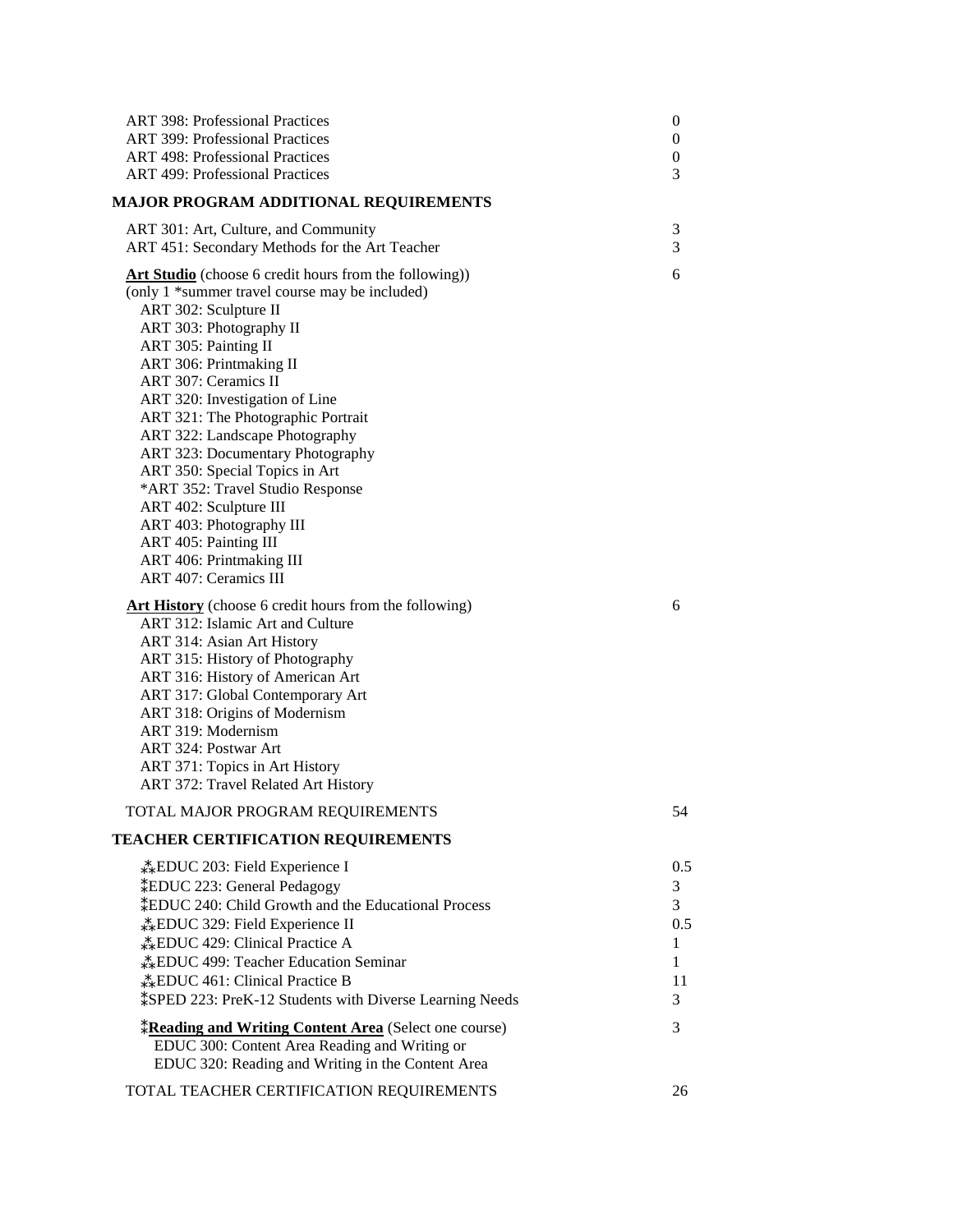| | |
|---|---|
| ART 398: Professional Practices | 0 |
| ART 399: Professional Practices | 0 |
| ART 498: Professional Practices | 0 |
| ART 499: Professional Practices | 3 |

## MAJOR PROGRAM ADDITIONAL REQUIREMENTS

| | |
|---|---|
| ART 301: Art, Culture, and Community | 3 |
| ART 451: Secondary Methods for the Art Teacher | 3 |

**Art Studio** (choose 6 credit hours from the following)) — 6
(only 1 *summer travel course may be included)

- ART 302: Sculpture II
- ART 303: Photography II
- ART 305: Painting II
- ART 306: Printmaking II
- ART 307: Ceramics II
- ART 320: Investigation of Line
- ART 321: The Photographic Portrait
- ART 322: Landscape Photography
- ART 323: Documentary Photography
- ART 350: Special Topics in Art
- *ART 352: Travel Studio Response
- ART 402: Sculpture III
- ART 403: Photography III
- ART 405: Painting III
- ART 406: Printmaking III
- ART 407: Ceramics III

**Art History** (choose 6 credit hours from the following) — 6

- ART 312: Islamic Art and Culture
- ART 314: Asian Art History
- ART 315: History of Photography
- ART 316: History of American Art
- ART 317: Global Contemporary Art
- ART 318: Origins of Modernism
- ART 319: Modernism
- ART 324: Postwar Art
- ART 371: Topics in Art History
- ART 372: Travel Related Art History

TOTAL MAJOR PROGRAM REQUIREMENTS — 54

## TEACHER CERTIFICATION REQUIREMENTS

| | |
|---|---|
| ⁂EDUC 203: Field Experience I | 0.5 |
| ⁑EDUC 223: General Pedagogy | 3 |
| ⁑EDUC 240: Child Growth and the Educational Process | 3 |
| ⁂EDUC 329: Field Experience II | 0.5 |
| ⁂EDUC 429: Clinical Practice A | 1 |
| ⁂EDUC 499: Teacher Education Seminar | 1 |
| ⁂EDUC 461: Clinical Practice B | 11 |
| ⁑SPED 223: PreK-12 Students with Diverse Learning Needs | 3 |

⁑**Reading and Writing Content Area** (Select one course) — 3

- EDUC 300: Content Area Reading and Writing or
- EDUC 320: Reading and Writing in the Content Area

TOTAL TEACHER CERTIFICATION REQUIREMENTS — 26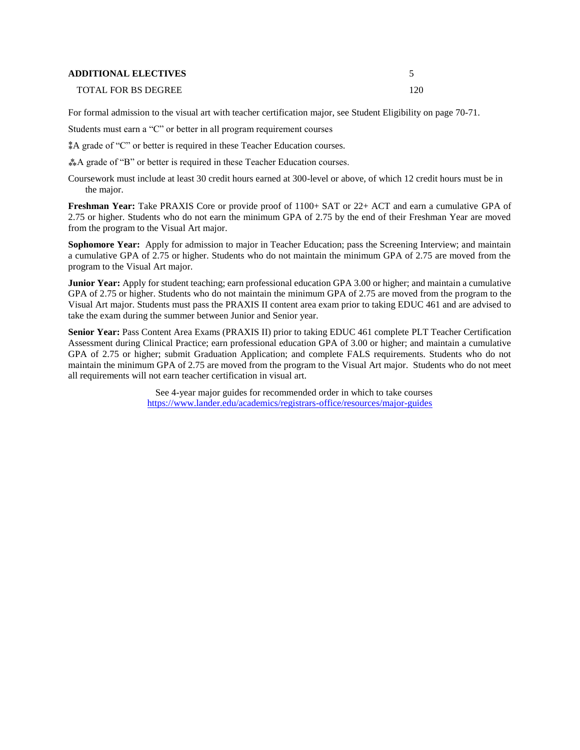| | |
|---|---|
| **ADDITIONAL ELECTIVES** | 5 |
| TOTAL FOR BS DEGREE | 120 |

For formal admission to the visual art with teacher certification major, see Student Eligibility on page 70-71.

Students must earn a "C" or better in all program requirement courses

⁑A grade of "C" or better is required in these Teacher Education courses.

⁂A grade of "B" or better is required in these Teacher Education courses.

Coursework must include at least 30 credit hours earned at 300-level or above, of which 12 credit hours must be in the major.

**Freshman Year:** Take PRAXIS Core or provide proof of 1100+ SAT or 22+ ACT and earn a cumulative GPA of 2.75 or higher. Students who do not earn the minimum GPA of 2.75 by the end of their Freshman Year are moved from the program to the Visual Art major.

**Sophomore Year:** Apply for admission to major in Teacher Education; pass the Screening Interview; and maintain a cumulative GPA of 2.75 or higher. Students who do not maintain the minimum GPA of 2.75 are moved from the program to the Visual Art major.

**Junior Year:** Apply for student teaching; earn professional education GPA 3.00 or higher; and maintain a cumulative GPA of 2.75 or higher. Students who do not maintain the minimum GPA of 2.75 are moved from the program to the Visual Art major. Students must pass the PRAXIS II content area exam prior to taking EDUC 461 and are advised to take the exam during the summer between Junior and Senior year.

**Senior Year:** Pass Content Area Exams (PRAXIS II) prior to taking EDUC 461 complete PLT Teacher Certification Assessment during Clinical Practice; earn professional education GPA of 3.00 or higher; and maintain a cumulative GPA of 2.75 or higher; submit Graduation Application; and complete FALS requirements. Students who do not maintain the minimum GPA of 2.75 are moved from the program to the Visual Art major. Students who do not meet all requirements will not earn teacher certification in visual art.

See 4-year major guides for recommended order in which to take courses
https://www.lander.edu/academics/registrars-office/resources/major-guides